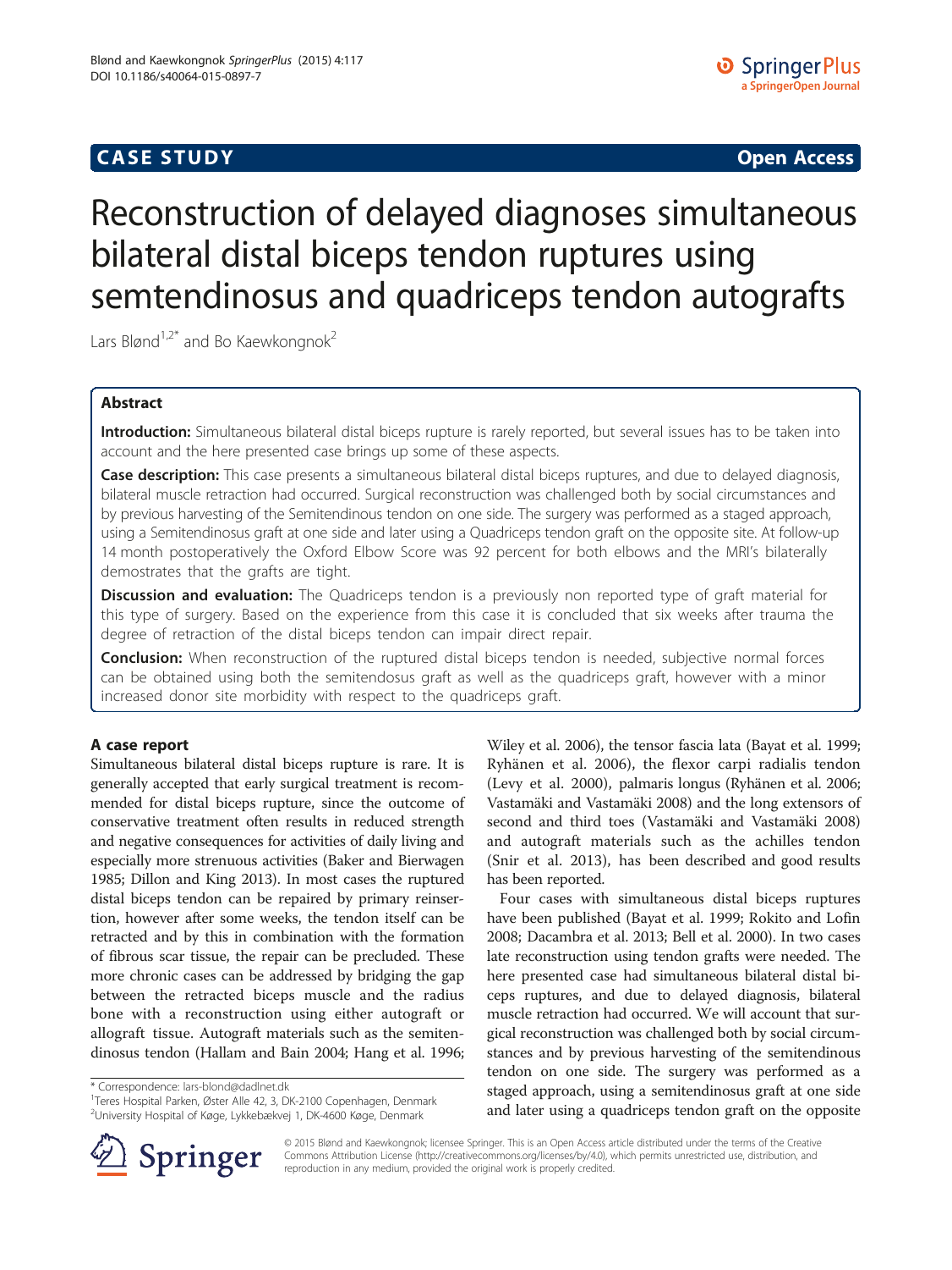**CASE STUDY** **Open Access**

# Reconstruction of delayed diagnoses simultaneous bilateral distal biceps tendon ruptures using semtendinosus and quadriceps tendon autografts

Lars Blønd[1,2*] and Bo Kaewkongnok[2]

## Abstract

**Introduction:** Simultaneous bilateral distal biceps rupture is rarely reported, but several issues has to be taken into account and the here presented case brings up some of these aspects.

**Case description:** This case presents a simultaneous bilateral distal biceps ruptures, and due to delayed diagnosis, bilateral muscle retraction had occurred. Surgical reconstruction was challenged both by social circumstances and by previous harvesting of the Semitendinous tendon on one side. The surgery was performed as a staged approach, using a Semitendinosus graft at one side and later using a Quadriceps tendon graft on the opposite site. At follow-up 14 month postoperatively the Oxford Elbow Score was 92 percent for both elbows and the MRI's bilaterally demostrates that the grafts are tight.

**Discussion and evaluation:** The Quadriceps tendon is a previously non reported type of graft material for this type of surgery. Based on the experience from this case it is concluded that six weeks after trauma the degree of retraction of the distal biceps tendon can impair direct repair.

**Conclusion:** When reconstruction of the ruptured distal biceps tendon is needed, subjective normal forces can be obtained using both the semitendosus graft as well as the quadriceps graft, however with a minor increased donor site morbidity with respect to the quadriceps graft.

## A case report

Simultaneous bilateral distal biceps rupture is rare. It is generally accepted that early surgical treatment is recommended for distal biceps rupture, since the outcome of conservative treatment often results in reduced strength and negative consequences for activities of daily living and especially more strenuous activities (Baker and Bierwagen 1985; Dillon and King 2013). In most cases the ruptured distal biceps tendon can be repaired by primary reinsertion, however after some weeks, the tendon itself can be retracted and by this in combination with the formation of fibrous scar tissue, the repair can be precluded. These more chronic cases can be addressed by bridging the gap between the retracted biceps muscle and the radius bone with a reconstruction using either autograft or allograft tissue. Autograft materials such as the semitendinosus tendon (Hallam and Bain 2004; Hang et al. 1996; Wiley et al. 2006), the tensor fascia lata (Bayat et al. 1999; Ryhänen et al. 2006), the flexor carpi radialis tendon (Levy et al. 2000), palmaris longus (Ryhänen et al. 2006; Vastamäki and Vastamäki 2008) and the long extensors of second and third toes (Vastamäki and Vastamäki 2008) and autograft materials such as the achilles tendon (Snir et al. 2013), has been described and good results has been reported.

Four cases with simultaneous distal biceps ruptures have been published (Bayat et al. 1999; Rokito and Lofin 2008; Dacambra et al. 2013; Bell et al. 2000). In two cases late reconstruction using tendon grafts were needed. The here presented case had simultaneous bilateral distal biceps ruptures, and due to delayed diagnosis, bilateral muscle retraction had occurred. We will account that surgical reconstruction was challenged both by social circumstances and by previous harvesting of the semitendinous tendon on one side. The surgery was performed as a staged approach, using a semitendinosus graft at one side and later using a quadriceps tendon graft on the opposite

\* Correspondence: lars-blond@dadlnet.dk
[1]Teres Hospital Parken, Øster Alle 42, 3, DK-2100 Copenhagen, Denmark
[2]University Hospital of Køge, Lykkebækvej 1, DK-4600 Køge, Denmark

© 2015 Blønd and Kaewkongnok; licensee Springer. This is an Open Access article distributed under the terms of the Creative Commons Attribution License (http://creativecommons.org/licenses/by/4.0), which permits unrestricted use, distribution, and reproduction in any medium, provided the original work is properly credited.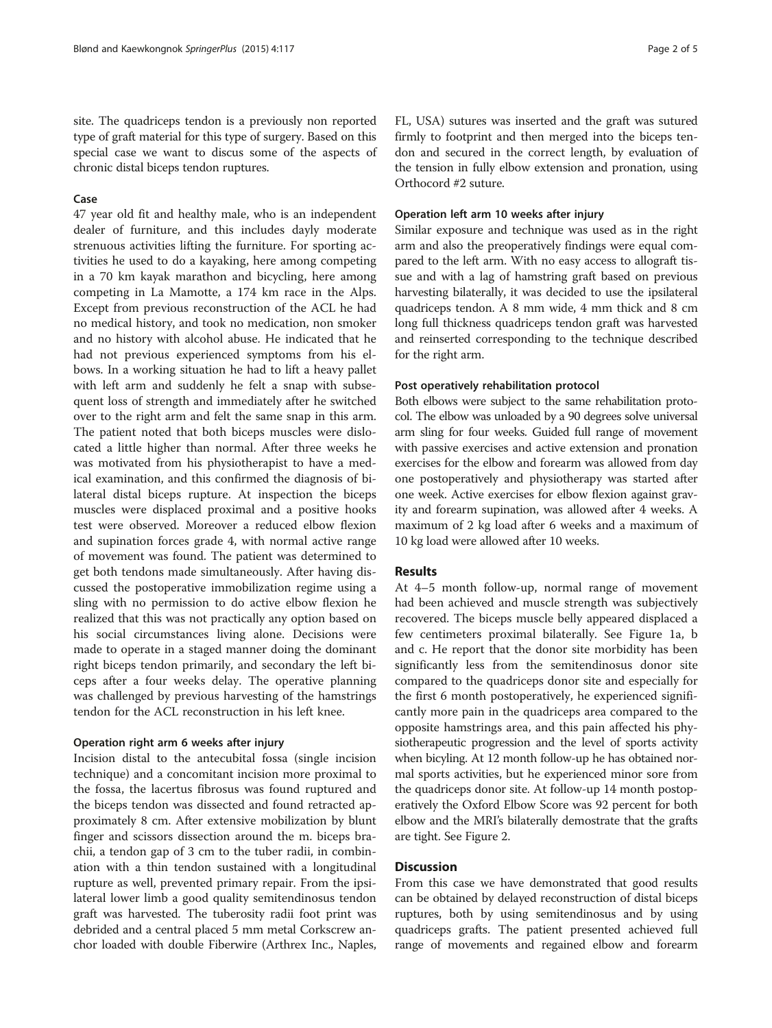site. The quadriceps tendon is a previously non reported type of graft material for this type of surgery. Based on this special case we want to discus some of the aspects of chronic distal biceps tendon ruptures.

### Case

47 year old fit and healthy male, who is an independent dealer of furniture, and this includes dayly moderate strenuous activities lifting the furniture. For sporting activities he used to do a kayaking, here among competing in a 70 km kayak marathon and bicycling, here among competing in La Mamotte, a 174 km race in the Alps. Except from previous reconstruction of the ACL he had no medical history, and took no medication, non smoker and no history with alcohol abuse. He indicated that he had not previous experienced symptoms from his elbows. In a working situation he had to lift a heavy pallet with left arm and suddenly he felt a snap with subsequent loss of strength and immediately after he switched over to the right arm and felt the same snap in this arm. The patient noted that both biceps muscles were dislocated a little higher than normal. After three weeks he was motivated from his physiotherapist to have a medical examination, and this confirmed the diagnosis of bilateral distal biceps rupture. At inspection the biceps muscles were displaced proximal and a positive hooks test were observed. Moreover a reduced elbow flexion and supination forces grade 4, with normal active range of movement was found. The patient was determined to get both tendons made simultaneously. After having discussed the postoperative immobilization regime using a sling with no permission to do active elbow flexion he realized that this was not practically any option based on his social circumstances living alone. Decisions were made to operate in a staged manner doing the dominant right biceps tendon primarily, and secondary the left biceps after a four weeks delay. The operative planning was challenged by previous harvesting of the hamstrings tendon for the ACL reconstruction in his left knee.

#### Operation right arm 6 weeks after injury

Incision distal to the antecubital fossa (single incision technique) and a concomitant incision more proximal to the fossa, the lacertus fibrosus was found ruptured and the biceps tendon was dissected and found retracted approximately 8 cm. After extensive mobilization by blunt finger and scissors dissection around the m. biceps brachii, a tendon gap of 3 cm to the tuber radii, in combination with a thin tendon sustained with a longitudinal rupture as well, prevented primary repair. From the ipsilateral lower limb a good quality semitendinosus tendon graft was harvested. The tuberosity radii foot print was debrided and a central placed 5 mm metal Corkscrew anchor loaded with double Fiberwire (Arthrex Inc., Naples, FL, USA) sutures was inserted and the graft was sutured firmly to footprint and then merged into the biceps tendon and secured in the correct length, by evaluation of the tension in fully elbow extension and pronation, using Orthocord #2 suture.

#### Operation left arm 10 weeks after injury

Similar exposure and technique was used as in the right arm and also the preoperatively findings were equal compared to the left arm. With no easy access to allograft tissue and with a lag of hamstring graft based on previous harvesting bilaterally, it was decided to use the ipsilateral quadriceps tendon. A 8 mm wide, 4 mm thick and 8 cm long full thickness quadriceps tendon graft was harvested and reinserted corresponding to the technique described for the right arm.

#### Post operatively rehabilitation protocol

Both elbows were subject to the same rehabilitation protocol. The elbow was unloaded by a 90 degrees solve universal arm sling for four weeks. Guided full range of movement with passive exercises and active extension and pronation exercises for the elbow and forearm was allowed from day one postoperatively and physiotherapy was started after one week. Active exercises for elbow flexion against gravity and forearm supination, was allowed after 4 weeks. A maximum of 2 kg load after 6 weeks and a maximum of 10 kg load were allowed after 10 weeks.

## Results

At 4–5 month follow-up, normal range of movement had been achieved and muscle strength was subjectively recovered. The biceps muscle belly appeared displaced a few centimeters proximal bilaterally. See Figure 1a, b and c. He report that the donor site morbidity has been significantly less from the semitendinosus donor site compared to the quadriceps donor site and especially for the first 6 month postoperatively, he experienced significantly more pain in the quadriceps area compared to the opposite hamstrings area, and this pain affected his physiotherapeutic progression and the level of sports activity when bicyling. At 12 month follow-up he has obtained normal sports activities, but he experienced minor sore from the quadriceps donor site. At follow-up 14 month postoperatively the Oxford Elbow Score was 92 percent for both elbow and the MRI's bilaterally demostrate that the grafts are tight. See Figure 2.

## Discussion

From this case we have demonstrated that good results can be obtained by delayed reconstruction of distal biceps ruptures, both by using semitendinosus and by using quadriceps grafts. The patient presented achieved full range of movements and regained elbow and forearm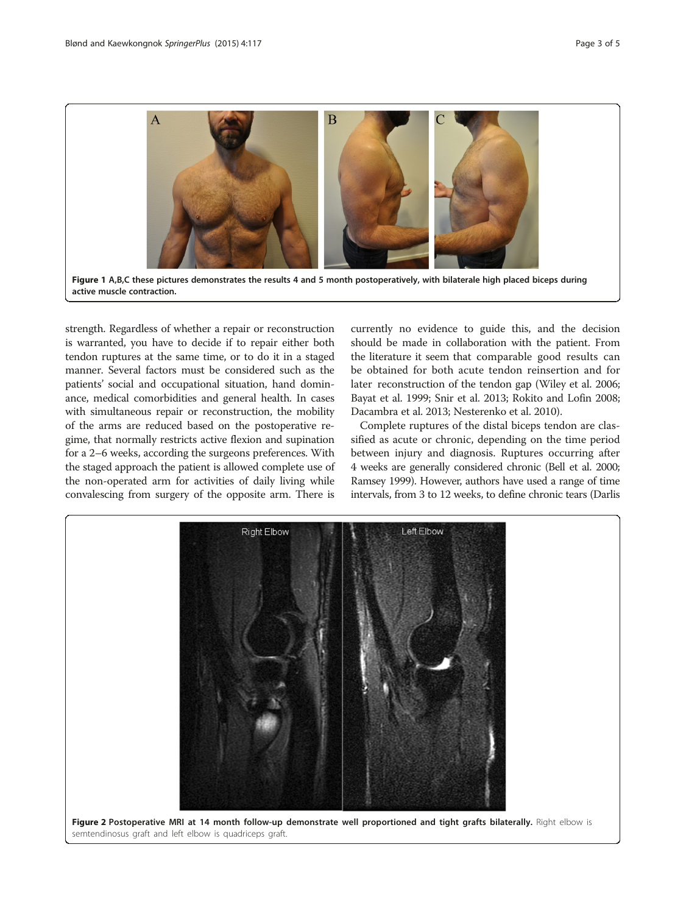**Figure 1 A,B,C these pictures demonstrates the results 4 and 5 month postoperatively, with bilaterale high placed biceps during active muscle contraction.**

strength. Regardless of whether a repair or reconstruction is warranted, you have to decide if to repair either both tendon ruptures at the same time, or to do it in a staged manner. Several factors must be considered such as the patients' social and occupational situation, hand dominance, medical comorbidities and general health. In cases with simultaneous repair or reconstruction, the mobility of the arms are reduced based on the postoperative regime, that normally restricts active flexion and supination for a 2–6 weeks, according the surgeons preferences. With the staged approach the patient is allowed complete use of the non-operated arm for activities of daily living while convalescing from surgery of the opposite arm. There is currently no evidence to guide this, and the decision should be made in collaboration with the patient. From the literature it seem that comparable good results can be obtained for both acute tendon reinsertion and for later reconstruction of the tendon gap (Wiley et al. 2006; Bayat et al. 1999; Snir et al. 2013; Rokito and Lofin 2008; Dacambra et al. 2013; Nesterenko et al. 2010).

Complete ruptures of the distal biceps tendon are classified as acute or chronic, depending on the time period between injury and diagnosis. Ruptures occurring after 4 weeks are generally considered chronic (Bell et al. 2000; Ramsey 1999). However, authors have used a range of time intervals, from 3 to 12 weeks, to define chronic tears (Darlis

**Figure 2 Postoperative MRI at 14 month follow-up demonstrate well proportioned and tight grafts bilaterally.** Right elbow is semtendinosus graft and left elbow is quadriceps graft.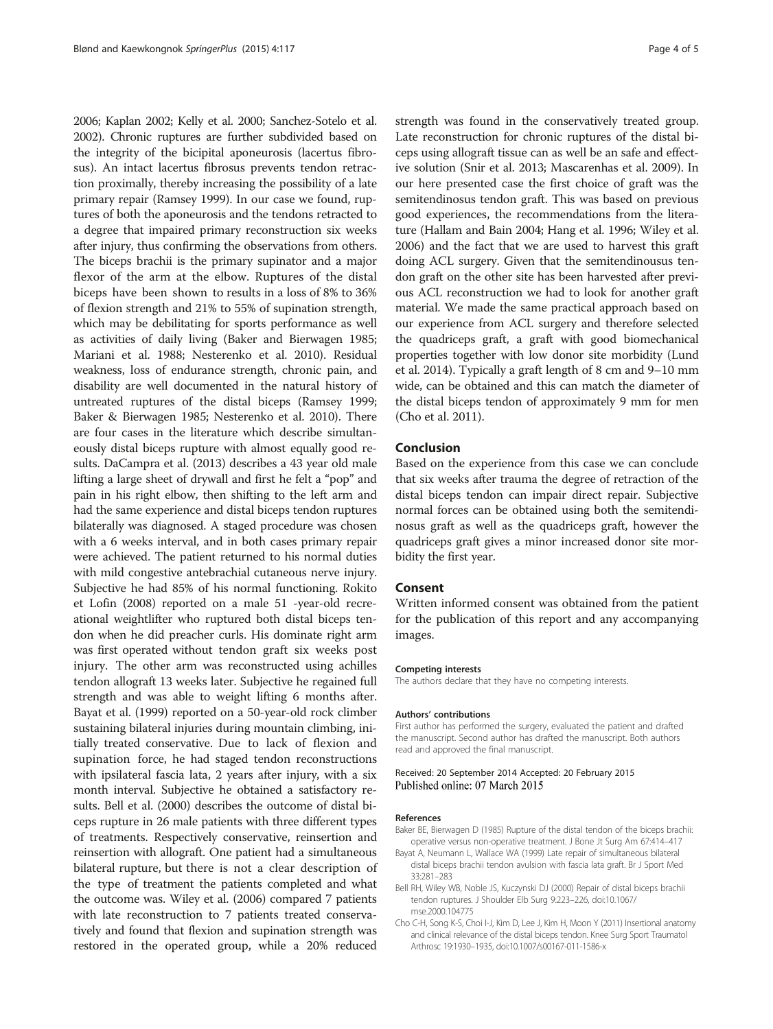2006; Kaplan 2002; Kelly et al. 2000; Sanchez-Sotelo et al. 2002). Chronic ruptures are further subdivided based on the integrity of the bicipital aponeurosis (lacertus fibrosus). An intact lacertus fibrosus prevents tendon retraction proximally, thereby increasing the possibility of a late primary repair (Ramsey 1999). In our case we found, ruptures of both the aponeurosis and the tendons retracted to a degree that impaired primary reconstruction six weeks after injury, thus confirming the observations from others. The biceps brachii is the primary supinator and a major flexor of the arm at the elbow. Ruptures of the distal biceps have been shown to results in a loss of 8% to 36% of flexion strength and 21% to 55% of supination strength, which may be debilitating for sports performance as well as activities of daily living (Baker and Bierwagen 1985; Mariani et al. 1988; Nesterenko et al. 2010). Residual weakness, loss of endurance strength, chronic pain, and disability are well documented in the natural history of untreated ruptures of the distal biceps (Ramsey 1999; Baker & Bierwagen 1985; Nesterenko et al. 2010). There are four cases in the literature which describe simultaneously distal biceps rupture with almost equally good results. DaCampra et al. (2013) describes a 43 year old male lifting a large sheet of drywall and first he felt a "pop" and pain in his right elbow, then shifting to the left arm and had the same experience and distal biceps tendon ruptures bilaterally was diagnosed. A staged procedure was chosen with a 6 weeks interval, and in both cases primary repair were achieved. The patient returned to his normal duties with mild congestive antebrachial cutaneous nerve injury. Subjective he had 85% of his normal functioning. Rokito et Lofin (2008) reported on a male 51 -year-old recreational weightlifter who ruptured both distal biceps tendon when he did preacher curls. His dominate right arm was first operated without tendon graft six weeks post injury. The other arm was reconstructed using achilles tendon allograft 13 weeks later. Subjective he regained full strength and was able to weight lifting 6 months after. Bayat et al. (1999) reported on a 50-year-old rock climber sustaining bilateral injuries during mountain climbing, initially treated conservative. Due to lack of flexion and supination force, he had staged tendon reconstructions with ipsilateral fascia lata, 2 years after injury, with a six month interval. Subjective he obtained a satisfactory results. Bell et al. (2000) describes the outcome of distal biceps rupture in 26 male patients with three different types of treatments. Respectively conservative, reinsertion and reinsertion with allograft. One patient had a simultaneous bilateral rupture, but there is not a clear description of the type of treatment the patients completed and what the outcome was. Wiley et al. (2006) compared 7 patients with late reconstruction to 7 patients treated conservatively and found that flexion and supination strength was restored in the operated group, while a 20% reduced strength was found in the conservatively treated group. Late reconstruction for chronic ruptures of the distal biceps using allograft tissue can as well be an safe and effective solution (Snir et al. 2013; Mascarenhas et al. 2009). In our here presented case the first choice of graft was the semitendinosus tendon graft. This was based on previous good experiences, the recommendations from the literature (Hallam and Bain 2004; Hang et al. 1996; Wiley et al. 2006) and the fact that we are used to harvest this graft doing ACL surgery. Given that the semitendinousus tendon graft on the other site has been harvested after previous ACL reconstruction we had to look for another graft material. We made the same practical approach based on our experience from ACL surgery and therefore selected the quadriceps graft, a graft with good biomechanical properties together with low donor site morbidity (Lund et al. 2014). Typically a graft length of 8 cm and 9–10 mm wide, can be obtained and this can match the diameter of the distal biceps tendon of approximately 9 mm for men (Cho et al. 2011).

## Conclusion

Based on the experience from this case we can conclude that six weeks after trauma the degree of retraction of the distal biceps tendon can impair direct repair. Subjective normal forces can be obtained using both the semitendinosus graft as well as the quadriceps graft, however the quadriceps graft gives a minor increased donor site morbidity the first year.

## Consent

Written informed consent was obtained from the patient for the publication of this report and any accompanying images.

#### Competing interests

The authors declare that they have no competing interests.

#### Authors' contributions

First author has performed the surgery, evaluated the patient and drafted the manuscript. Second author has drafted the manuscript. Both authors read and approved the final manuscript.

Received: 20 September 2014 Accepted: 20 February 2015
Published online: 07 March 2015

#### References

Baker BE, Bierwagen D (1985) Rupture of the distal tendon of the biceps brachii: operative versus non-operative treatment. J Bone Jt Surg Am 67:414–417

Bayat A, Neumann L, Wallace WA (1999) Late repair of simultaneous bilateral distal biceps brachii tendon avulsion with fascia lata graft. Br J Sport Med 33:281–283

Bell RH, Wiley WB, Noble JS, Kuczynski DJ (2000) Repair of distal biceps brachii tendon ruptures. J Shoulder Elb Surg 9:223–226, doi:10.1067/mse.2000.104775

Cho C-H, Song K-S, Choi I-J, Kim D, Lee J, Kim H, Moon Y (2011) Insertional anatomy and clinical relevance of the distal biceps tendon. Knee Surg Sport Traumatol Arthrosc 19:1930–1935, doi:10.1007/s00167-011-1586-x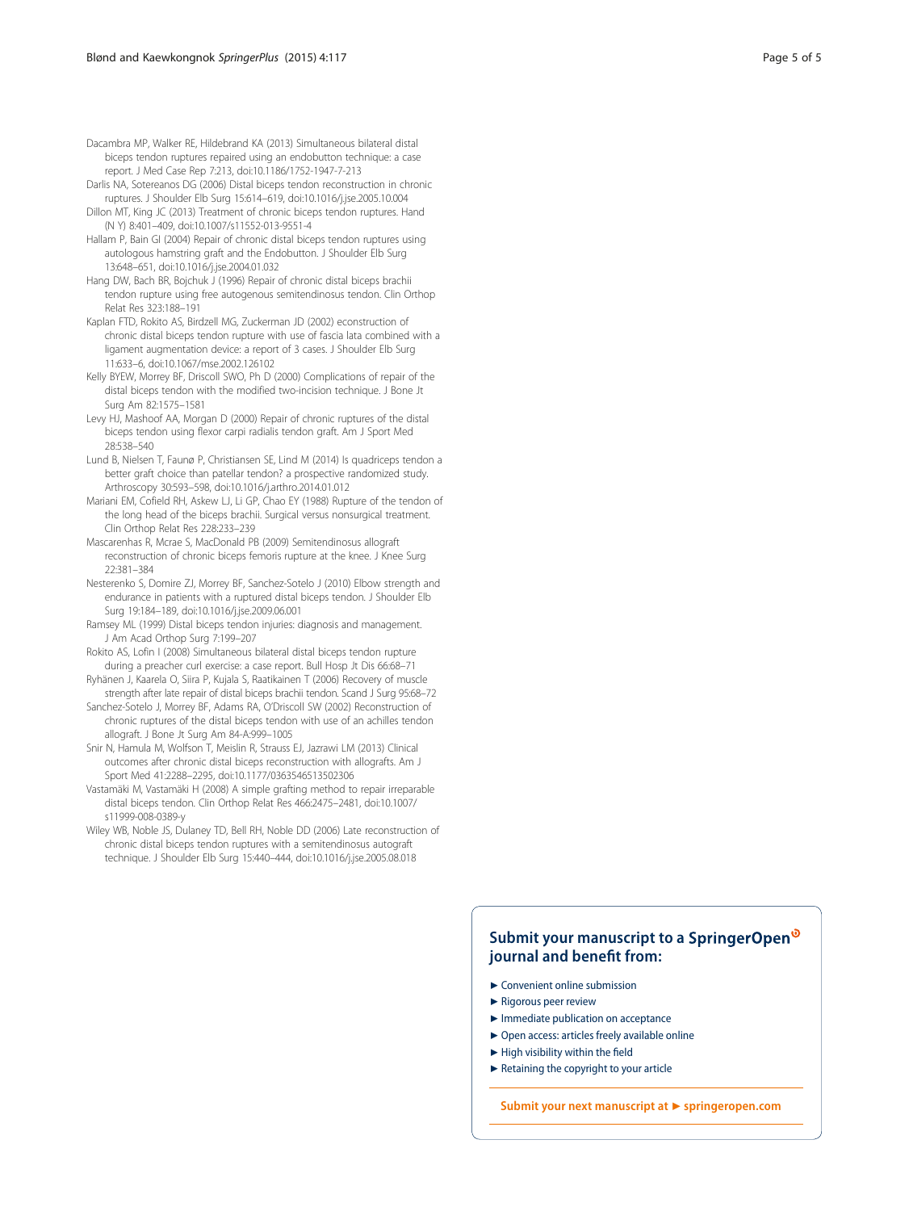Dacambra MP, Walker RE, Hildebrand KA (2013) Simultaneous bilateral distal biceps tendon ruptures repaired using an endobutton technique: a case report. J Med Case Rep 7:213, doi:10.1186/1752-1947-7-213

Darlis NA, Sotereanos DG (2006) Distal biceps tendon reconstruction in chronic ruptures. J Shoulder Elb Surg 15:614–619, doi:10.1016/j.jse.2005.10.004

Dillon MT, King JC (2013) Treatment of chronic biceps tendon ruptures. Hand (N Y) 8:401–409, doi:10.1007/s11552-013-9551-4

Hallam P, Bain GI (2004) Repair of chronic distal biceps tendon ruptures using autologous hamstring graft and the Endobutton. J Shoulder Elb Surg 13:648–651, doi:10.1016/j.jse.2004.01.032

Hang DW, Bach BR, Bojchuk J (1996) Repair of chronic distal biceps brachii tendon rupture using free autogenous semitendinosus tendon. Clin Orthop Relat Res 323:188–191

Kaplan FTD, Rokito AS, Birdzell MG, Zuckerman JD (2002) econstruction of chronic distal biceps tendon rupture with use of fascia lata combined with a ligament augmentation device: a report of 3 cases. J Shoulder Elb Surg 11:633–6, doi:10.1067/mse.2002.126102

Kelly BYEW, Morrey BF, Driscoll SWO, Ph D (2000) Complications of repair of the distal biceps tendon with the modified two-incision technique. J Bone Jt Surg Am 82:1575–1581

Levy HJ, Mashoof AA, Morgan D (2000) Repair of chronic ruptures of the distal biceps tendon using flexor carpi radialis tendon graft. Am J Sport Med 28:538–540

Lund B, Nielsen T, Faunø P, Christiansen SE, Lind M (2014) Is quadriceps tendon a better graft choice than patellar tendon? a prospective randomized study. Arthroscopy 30:593–598, doi:10.1016/j.arthro.2014.01.012

Mariani EM, Cofield RH, Askew LJ, Li GP, Chao EY (1988) Rupture of the tendon of the long head of the biceps brachii. Surgical versus nonsurgical treatment. Clin Orthop Relat Res 228:233–239

Mascarenhas R, Mcrae S, MacDonald PB (2009) Semitendinosus allograft reconstruction of chronic biceps femoris rupture at the knee. J Knee Surg 22:381–384

Nesterenko S, Domire ZJ, Morrey BF, Sanchez-Sotelo J (2010) Elbow strength and endurance in patients with a ruptured distal biceps tendon. J Shoulder Elb Surg 19:184–189, doi:10.1016/j.jse.2009.06.001

Ramsey ML (1999) Distal biceps tendon injuries: diagnosis and management. J Am Acad Orthop Surg 7:199–207

Rokito AS, Lofin I (2008) Simultaneous bilateral distal biceps tendon rupture during a preacher curl exercise: a case report. Bull Hosp Jt Dis 66:68–71

Ryhänen J, Kaarela O, Siira P, Kujala S, Raatikainen T (2006) Recovery of muscle strength after late repair of distal biceps brachii tendon. Scand J Surg 95:68–72

Sanchez-Sotelo J, Morrey BF, Adams RA, O'Driscoll SW (2002) Reconstruction of chronic ruptures of the distal biceps tendon with use of an achilles tendon allograft. J Bone Jt Surg Am 84-A:999–1005

Snir N, Hamula M, Wolfson T, Meislin R, Strauss EJ, Jazrawi LM (2013) Clinical outcomes after chronic distal biceps reconstruction with allografts. Am J Sport Med 41:2288–2295, doi:10.1177/0363546513502306

Vastamäki M, Vastamäki H (2008) A simple grafting method to repair irreparable distal biceps tendon. Clin Orthop Relat Res 466:2475–2481, doi:10.1007/s11999-008-0389-y

Wiley WB, Noble JS, Dulaney TD, Bell RH, Noble DD (2006) Late reconstruction of chronic distal biceps tendon ruptures with a semitendinosus autograft technique. J Shoulder Elb Surg 15:440–444, doi:10.1016/j.jse.2005.08.018

**Submit your manuscript to a SpringerOpen journal and benefit from:**

- ► Convenient online submission
- ► Rigorous peer review
- ► Immediate publication on acceptance
- ► Open access: articles freely available online
- ► High visibility within the field
- ► Retaining the copyright to your article

**Submit your next manuscript at ► springeropen.com**